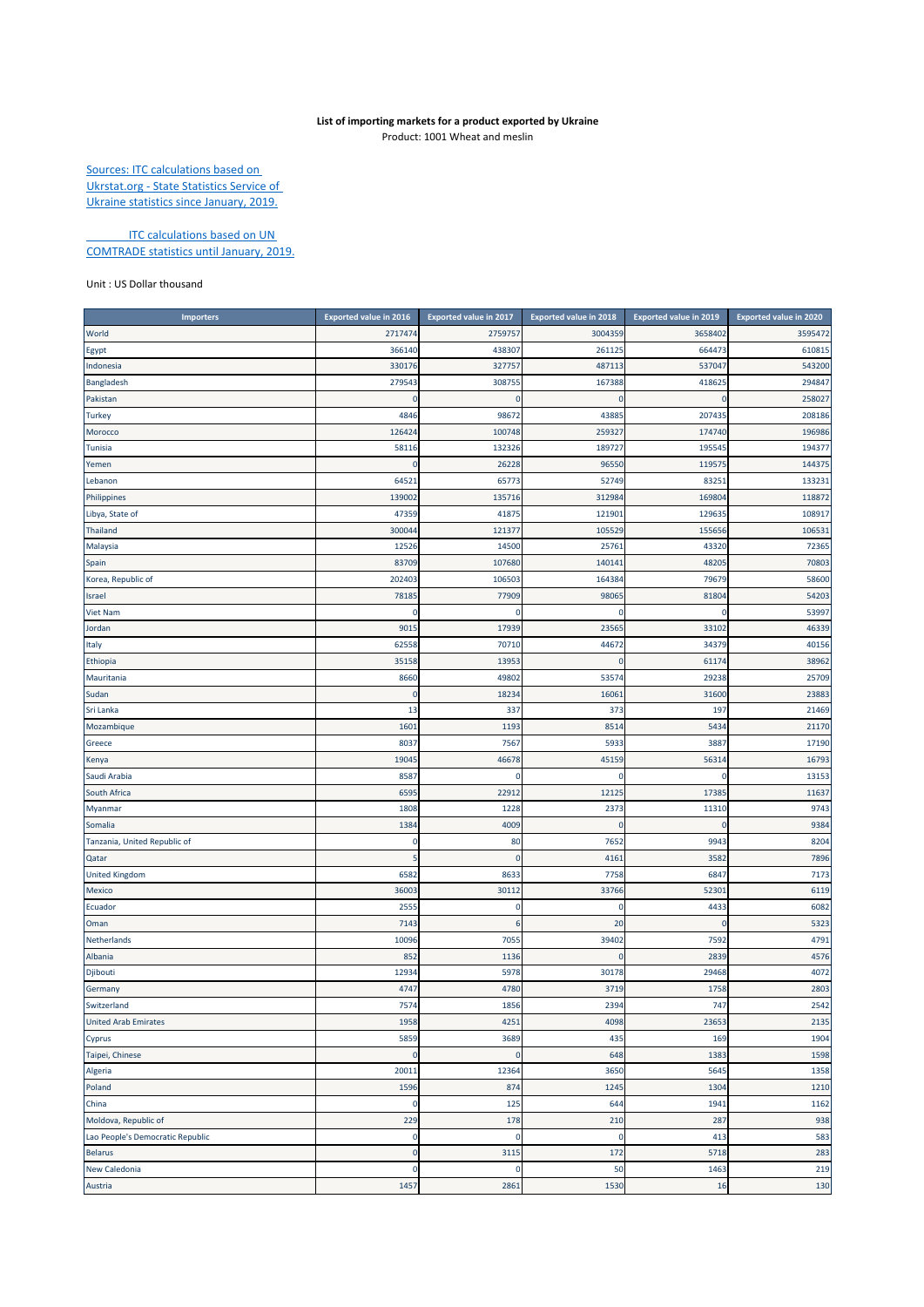**List of importing markets for a product exported by Ukraine**
Product: 1001 Wheat and meslin

Sources: ITC calculations based on Ukrstat.org - State Statistics Service of Ukraine statistics since January, 2019.

ITC calculations based on UN COMTRADE statistics until January, 2019.

Unit : US Dollar thousand

| Importers | Exported value in 2016 | Exported value in 2017 | Exported value in 2018 | Exported value in 2019 | Exported value in 2020 |
|---|---|---|---|---|---|
| World | 2717474 | 2759757 | 3004359 | 3658402 | 3595472 |
| Egypt | 366140 | 438307 | 261125 | 664473 | 610815 |
| Indonesia | 330176 | 327757 | 487113 | 537047 | 543200 |
| Bangladesh | 279543 | 308755 | 167388 | 418625 | 294847 |
| Pakistan | 0 | 0 | 0 | 0 | 258027 |
| Turkey | 4846 | 98672 | 43885 | 207435 | 208186 |
| Morocco | 126424 | 100748 | 259327 | 174740 | 196986 |
| Tunisia | 58116 | 132326 | 189727 | 195545 | 194377 |
| Yemen | 0 | 26228 | 96550 | 119575 | 144375 |
| Lebanon | 64521 | 65773 | 52749 | 83251 | 133231 |
| Philippines | 139002 | 135716 | 312984 | 169804 | 118872 |
| Libya, State of | 47359 | 41875 | 121901 | 129635 | 108917 |
| Thailand | 300044 | 121377 | 105529 | 155656 | 106531 |
| Malaysia | 12526 | 14500 | 25761 | 43320 | 72365 |
| Spain | 83709 | 107680 | 140141 | 48205 | 70803 |
| Korea, Republic of | 202403 | 106503 | 164384 | 79679 | 58600 |
| Israel | 78185 | 77909 | 98065 | 81804 | 54203 |
| Viet Nam | 0 | 0 | 0 | 0 | 53997 |
| Jordan | 9015 | 17939 | 23565 | 33102 | 46339 |
| Italy | 62558 | 70710 | 44672 | 34379 | 40156 |
| Ethiopia | 35158 | 13953 | 0 | 61174 | 38962 |
| Mauritania | 8660 | 49802 | 53574 | 29238 | 25709 |
| Sudan | 0 | 18234 | 16061 | 31600 | 23883 |
| Sri Lanka | 13 | 337 | 373 | 197 | 21469 |
| Mozambique | 1601 | 1193 | 8514 | 5434 | 21170 |
| Greece | 8037 | 7567 | 5933 | 3887 | 17190 |
| Kenya | 19045 | 46678 | 45159 | 56314 | 16793 |
| Saudi Arabia | 8587 | 0 | 0 | 0 | 13153 |
| South Africa | 6595 | 22912 | 12125 | 17385 | 11637 |
| Myanmar | 1808 | 1228 | 2373 | 11310 | 9743 |
| Somalia | 1384 | 4009 | 0 | 0 | 9384 |
| Tanzania, United Republic of | 0 | 80 | 7652 | 9943 | 8204 |
| Qatar | 5 | 0 | 4161 | 3582 | 7896 |
| United Kingdom | 6582 | 8633 | 7758 | 6847 | 7173 |
| Mexico | 36003 | 30112 | 33766 | 52301 | 6119 |
| Ecuador | 2555 | 0 | 0 | 4433 | 6082 |
| Oman | 7143 | 6 | 20 | 0 | 5323 |
| Netherlands | 10096 | 7055 | 39402 | 7592 | 4791 |
| Albania | 852 | 1136 | 0 | 2839 | 4576 |
| Djibouti | 12934 | 5978 | 30178 | 29468 | 4072 |
| Germany | 4747 | 4780 | 3719 | 1758 | 2803 |
| Switzerland | 7574 | 1856 | 2394 | 747 | 2542 |
| United Arab Emirates | 1958 | 4251 | 4098 | 23653 | 2135 |
| Cyprus | 5859 | 3689 | 435 | 169 | 1904 |
| Taipei, Chinese | 0 | 0 | 648 | 1383 | 1598 |
| Algeria | 20011 | 12364 | 3650 | 5645 | 1358 |
| Poland | 1596 | 874 | 1245 | 1304 | 1210 |
| China | 0 | 125 | 644 | 1941 | 1162 |
| Moldova, Republic of | 229 | 178 | 210 | 287 | 938 |
| Lao People's Democratic Republic | 0 | 0 | 0 | 413 | 583 |
| Belarus | 0 | 3115 | 172 | 5718 | 283 |
| New Caledonia | 0 | 0 | 50 | 1463 | 219 |
| Austria | 1457 | 2861 | 1530 | 16 | 130 |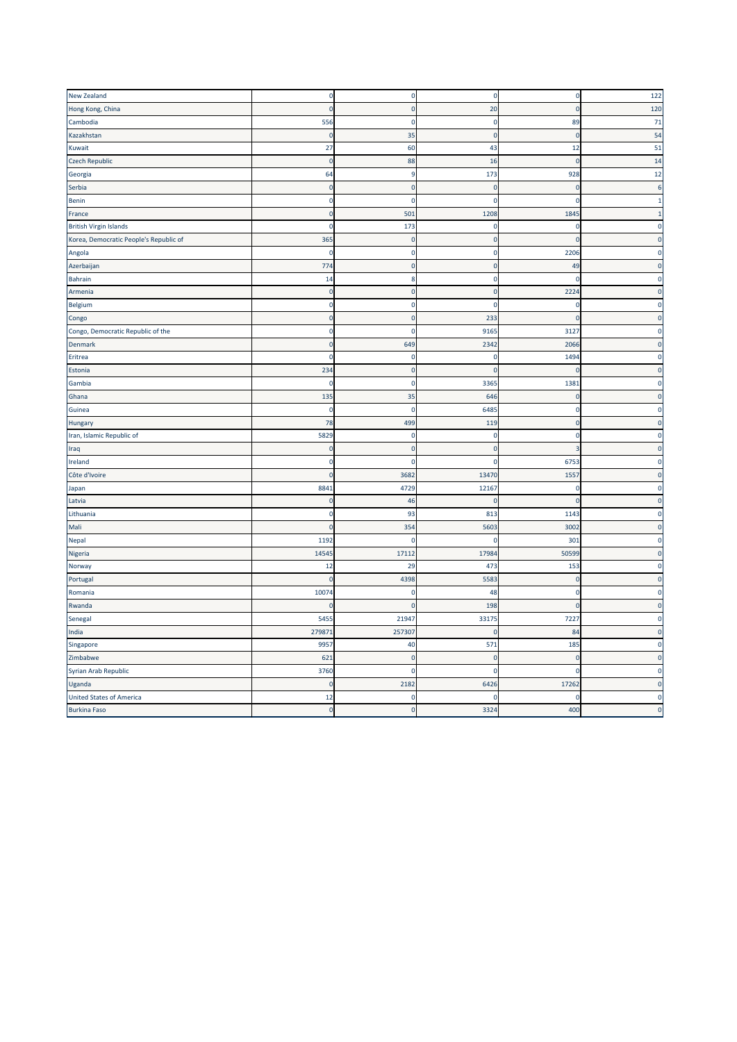| | | | | | |
|---|---|---|---|---|---|
| New Zealand | 0 | 0 | 0 | 0 | 122 |
| Hong Kong, China | 0 | 0 | 20 | 0 | 120 |
| Cambodia | 556 | 0 | 0 | 89 | 71 |
| Kazakhstan | 0 | 35 | 0 | 0 | 54 |
| Kuwait | 27 | 60 | 43 | 12 | 51 |
| Czech Republic | 0 | 88 | 16 | 0 | 14 |
| Georgia | 64 | 9 | 173 | 928 | 12 |
| Serbia | 0 | 0 | 0 | 0 | 6 |
| Benin | 0 | 0 | 0 | 0 | 1 |
| France | 0 | 501 | 1208 | 1845 | 1 |
| British Virgin Islands | 0 | 173 | 0 | 0 | 0 |
| Korea, Democratic People's Republic of | 365 | 0 | 0 | 0 | 0 |
| Angola | 0 | 0 | 0 | 2206 | 0 |
| Azerbaijan | 774 | 0 | 0 | 49 | 0 |
| Bahrain | 14 | 8 | 0 | 0 | 0 |
| Armenia | 0 | 0 | 0 | 2224 | 0 |
| Belgium | 0 | 0 | 0 | 0 | 0 |
| Congo | 0 | 0 | 233 | 0 | 0 |
| Congo, Democratic Republic of the | 0 | 0 | 9165 | 3127 | 0 |
| Denmark | 0 | 649 | 2342 | 2066 | 0 |
| Eritrea | 0 | 0 | 0 | 1494 | 0 |
| Estonia | 234 | 0 | 0 | 0 | 0 |
| Gambia | 0 | 0 | 3365 | 1381 | 0 |
| Ghana | 135 | 35 | 646 | 0 | 0 |
| Guinea | 0 | 0 | 6485 | 0 | 0 |
| Hungary | 78 | 499 | 119 | 0 | 0 |
| Iran, Islamic Republic of | 5829 | 0 | 0 | 0 | 0 |
| Iraq | 0 | 0 | 0 | 3 | 0 |
| Ireland | 0 | 0 | 0 | 6753 | 0 |
| Côte d'Ivoire | 0 | 3682 | 13470 | 1557 | 0 |
| Japan | 8841 | 4729 | 12167 | 0 | 0 |
| Latvia | 0 | 46 | 0 | 0 | 0 |
| Lithuania | 0 | 93 | 813 | 1143 | 0 |
| Mali | 0 | 354 | 5603 | 3002 | 0 |
| Nepal | 1192 | 0 | 0 | 301 | 0 |
| Nigeria | 14545 | 17112 | 17984 | 50599 | 0 |
| Norway | 12 | 29 | 473 | 153 | 0 |
| Portugal | 0 | 4398 | 5583 | 0 | 0 |
| Romania | 10074 | 0 | 48 | 0 | 0 |
| Rwanda | 0 | 0 | 198 | 0 | 0 |
| Senegal | 5455 | 21947 | 33175 | 7227 | 0 |
| India | 279871 | 257307 | 0 | 84 | 0 |
| Singapore | 9957 | 40 | 571 | 185 | 0 |
| Zimbabwe | 621 | 0 | 0 | 0 | 0 |
| Syrian Arab Republic | 3760 | 0 | 0 | 0 | 0 |
| Uganda | 0 | 2182 | 6426 | 17262 | 0 |
| United States of America | 12 | 0 | 0 | 0 | 0 |
| Burkina Faso | 0 | 0 | 3324 | 400 | 0 |